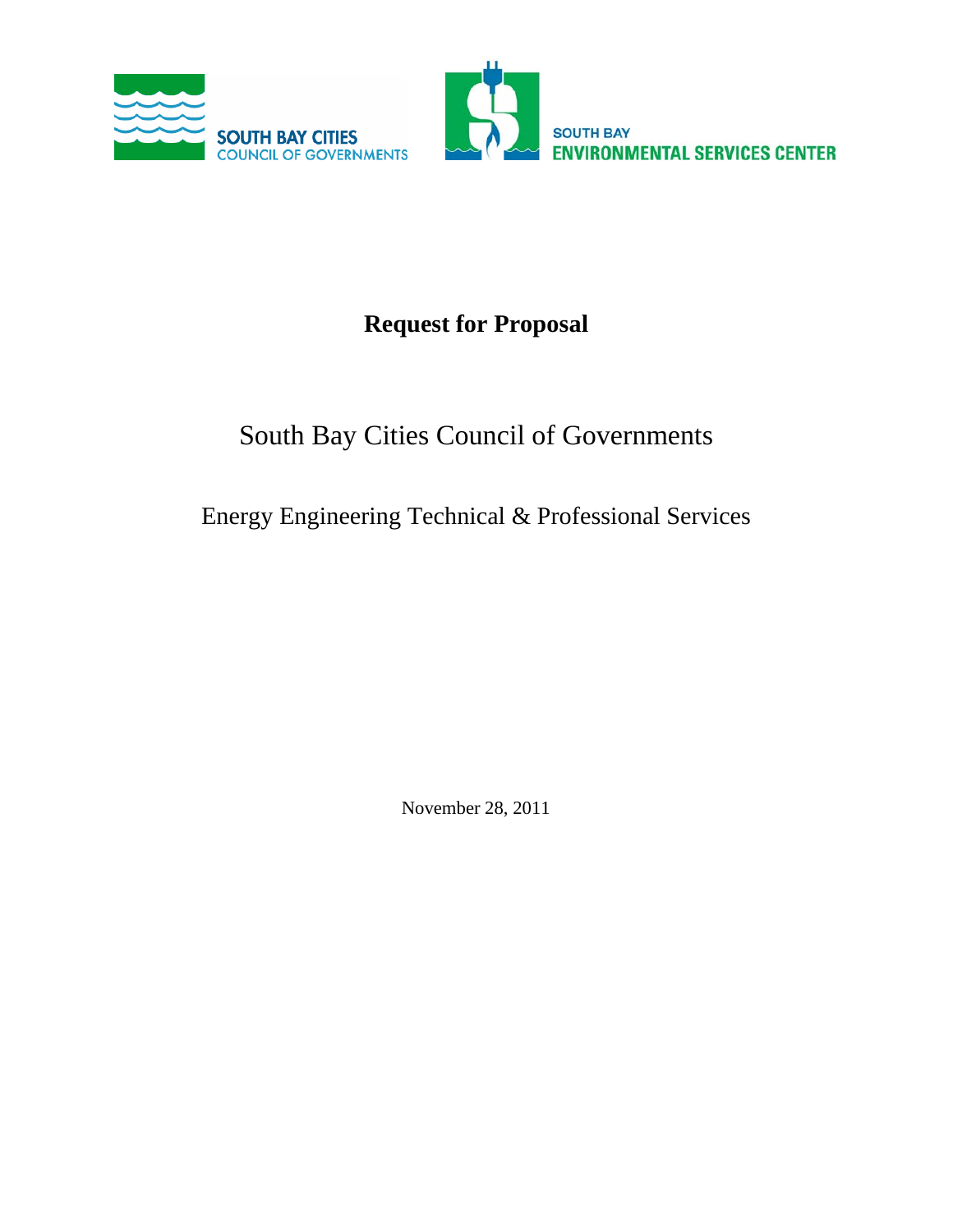SOUTH BAY CITIES COUNCIL OF GOVERNMENTS

SOUTH BAY ENVIRONMENTAL SERVICES CENTER

# Request for Proposal

## South Bay Cities Council of Governments

## Energy Engineering Technical & Professional Services

November 28, 2011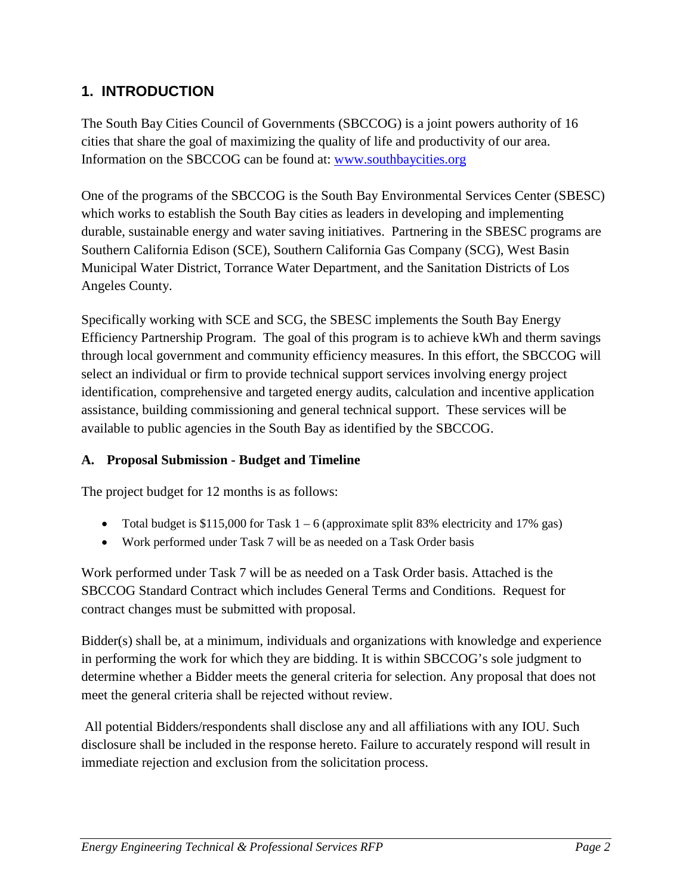## 1. INTRODUCTION

The South Bay Cities Council of Governments (SBCCOG) is a joint powers authority of 16 cities that share the goal of maximizing the quality of life and productivity of our area. Information on the SBCCOG can be found at: [www.southbaycities.org](http://www.southbaycities.org)

One of the programs of the SBCCOG is the South Bay Environmental Services Center (SBESC) which works to establish the South Bay cities as leaders in developing and implementing durable, sustainable energy and water saving initiatives. Partnering in the SBESC programs are Southern California Edison (SCE), Southern California Gas Company (SCG), West Basin Municipal Water District, Torrance Water Department, and the Sanitation Districts of Los Angeles County.

Specifically working with SCE and SCG, the SBESC implements the South Bay Energy Efficiency Partnership Program. The goal of this program is to achieve kWh and therm savings through local government and community efficiency measures. In this effort, the SBCCOG will select an individual or firm to provide technical support services involving energy project identification, comprehensive and targeted energy audits, calculation and incentive application assistance, building commissioning and general technical support. These services will be available to public agencies in the South Bay as identified by the SBCCOG.

### A. Proposal Submission - Budget and Timeline

The project budget for 12 months is as follows:

- Total budget is $115,000 for Task 1 – 6 (approximate split 83% electricity and 17% gas)
- Work performed under Task 7 will be as needed on a Task Order basis

Work performed under Task 7 will be as needed on a Task Order basis. Attached is the SBCCOG Standard Contract which includes General Terms and Conditions. Request for contract changes must be submitted with proposal.

Bidder(s) shall be, at a minimum, individuals and organizations with knowledge and experience in performing the work for which they are bidding. It is within SBCCOG's sole judgment to determine whether a Bidder meets the general criteria for selection. Any proposal that does not meet the general criteria shall be rejected without review.

All potential Bidders/respondents shall disclose any and all affiliations with any IOU. Such disclosure shall be included in the response hereto. Failure to accurately respond will result in immediate rejection and exclusion from the solicitation process.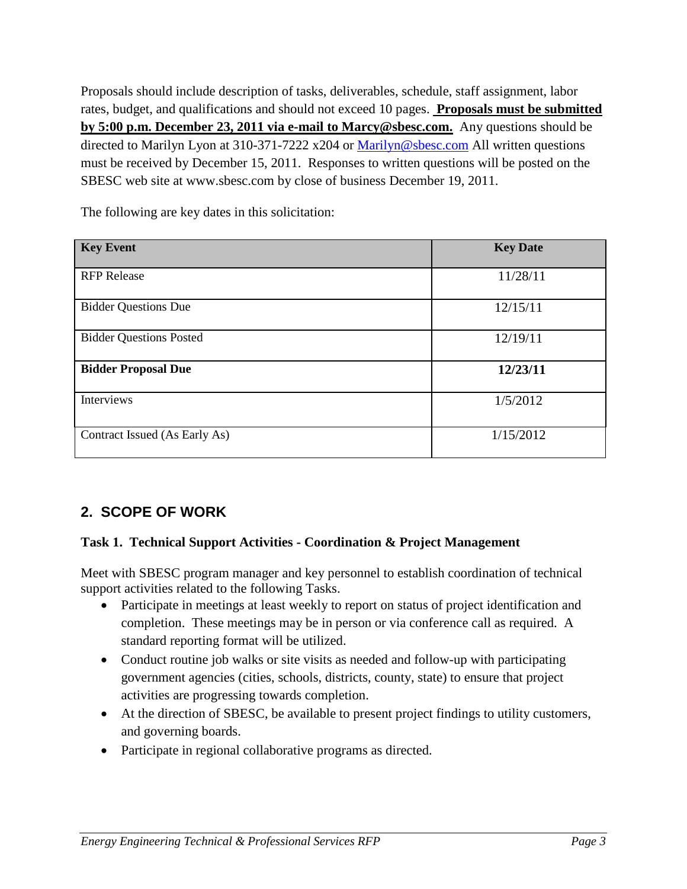Proposals should include description of tasks, deliverables, schedule, staff assignment, labor rates, budget, and qualifications and should not exceed 10 pages. **Proposals must be submitted by 5:00 p.m. December 23, 2011 via e-mail to Marcy@sbesc.com.** Any questions should be directed to Marilyn Lyon at 310-371-7222 x204 or Marilyn@sbesc.com All written questions must be received by December 15, 2011. Responses to written questions will be posted on the SBESC web site at www.sbesc.com by close of business December 19, 2011.

The following are key dates in this solicitation:

| **Key Event** | **Key Date** |
|---|---|
| RFP Release | 11/28/11 |
| Bidder Questions Due | 12/15/11 |
| Bidder Questions Posted | 12/19/11 |
| **Bidder Proposal Due** | **12/23/11** |
| Interviews | 1/5/2012 |
| Contract Issued (As Early As) | 1/15/2012 |

## 2. SCOPE OF WORK

### Task 1. Technical Support Activities - Coordination & Project Management

Meet with SBESC program manager and key personnel to establish coordination of technical support activities related to the following Tasks.

- Participate in meetings at least weekly to report on status of project identification and completion. These meetings may be in person or via conference call as required. A standard reporting format will be utilized.
- Conduct routine job walks or site visits as needed and follow-up with participating government agencies (cities, schools, districts, county, state) to ensure that project activities are progressing towards completion.
- At the direction of SBESC, be available to present project findings to utility customers, and governing boards.
- Participate in regional collaborative programs as directed.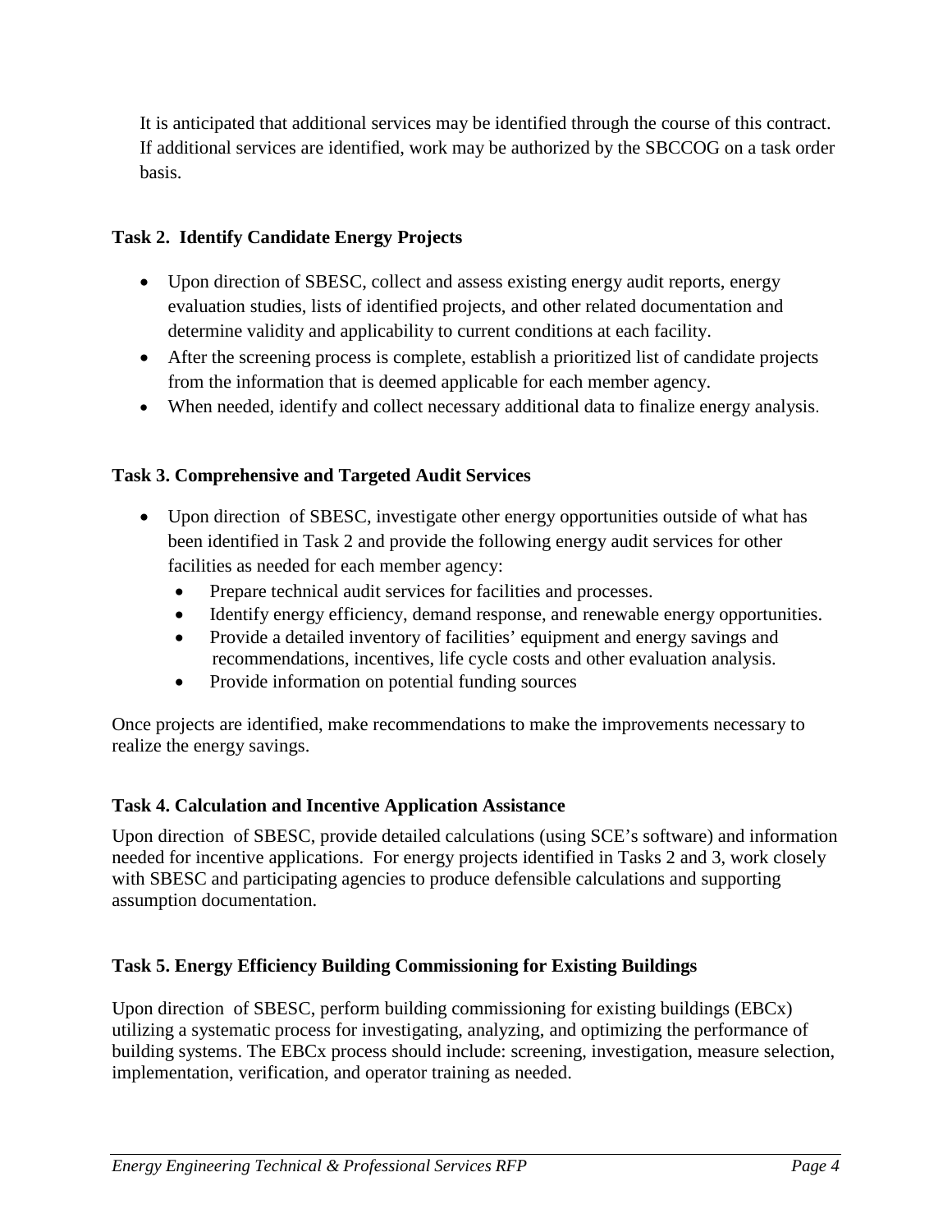It is anticipated that additional services may be identified through the course of this contract. If additional services are identified, work may be authorized by the SBCCOG on a task order basis.

### Task 2. Identify Candidate Energy Projects

- Upon direction of SBESC, collect and assess existing energy audit reports, energy evaluation studies, lists of identified projects, and other related documentation and determine validity and applicability to current conditions at each facility.
- After the screening process is complete, establish a prioritized list of candidate projects from the information that is deemed applicable for each member agency.
- When needed, identify and collect necessary additional data to finalize energy analysis.

### Task 3. Comprehensive and Targeted Audit Services

- Upon direction of SBESC, investigate other energy opportunities outside of what has been identified in Task 2 and provide the following energy audit services for other facilities as needed for each member agency:
  - Prepare technical audit services for facilities and processes.
  - Identify energy efficiency, demand response, and renewable energy opportunities.
  - Provide a detailed inventory of facilities' equipment and energy savings and recommendations, incentives, life cycle costs and other evaluation analysis.
  - Provide information on potential funding sources

Once projects are identified, make recommendations to make the improvements necessary to realize the energy savings.

### Task 4. Calculation and Incentive Application Assistance

Upon direction of SBESC, provide detailed calculations (using SCE's software) and information needed for incentive applications. For energy projects identified in Tasks 2 and 3, work closely with SBESC and participating agencies to produce defensible calculations and supporting assumption documentation.

### Task 5. Energy Efficiency Building Commissioning for Existing Buildings

Upon direction of SBESC, perform building commissioning for existing buildings (EBCx) utilizing a systematic process for investigating, analyzing, and optimizing the performance of building systems. The EBCx process should include: screening, investigation, measure selection, implementation, verification, and operator training as needed.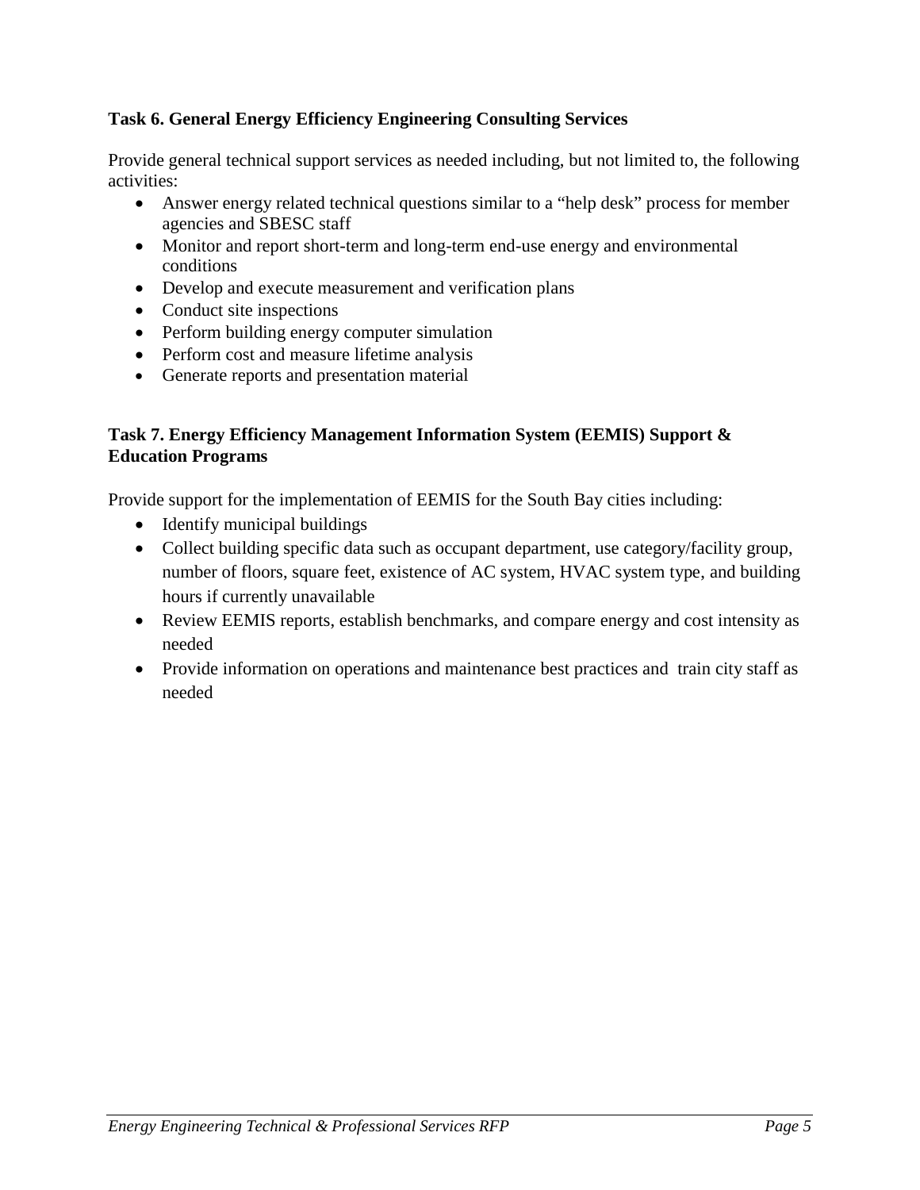**Task 6. General Energy Efficiency Engineering Consulting Services**

Provide general technical support services as needed including, but not limited to, the following activities:

- Answer energy related technical questions similar to a "help desk" process for member agencies and SBESC staff
- Monitor and report short-term and long-term end-use energy and environmental conditions
- Develop and execute measurement and verification plans
- Conduct site inspections
- Perform building energy computer simulation
- Perform cost and measure lifetime analysis
- Generate reports and presentation material

**Task 7. Energy Efficiency Management Information System (EEMIS) Support & Education Programs**

Provide support for the implementation of EEMIS for the South Bay cities including:

- Identify municipal buildings
- Collect building specific data such as occupant department, use category/facility group, number of floors, square feet, existence of AC system, HVAC system type, and building hours if currently unavailable
- Review EEMIS reports, establish benchmarks, and compare energy and cost intensity as needed
- Provide information on operations and maintenance best practices and train city staff as needed